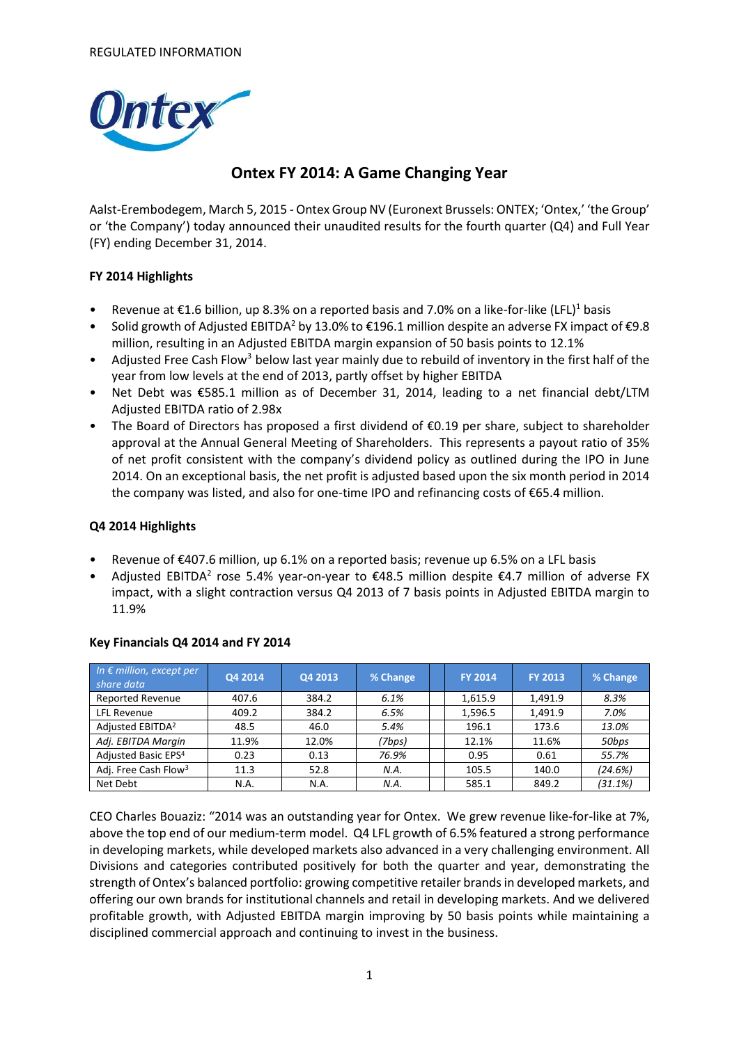REGULATED INFORMATION

Ontex

# Ontex FY 2014: A Game Changing Year

Aalst-Erembodegem, March 5, 2015 - Ontex Group NV (Euronext Brussels: ONTEX; 'Ontex,' 'the Group' or 'the Company') today announced their unaudited results for the fourth quarter (Q4) and Full Year (FY) ending December 31, 2014.

**FY 2014 Highlights**

- Revenue at €1.6 billion, up 8.3% on a reported basis and 7.0% on a like-for-like (LFL)[1] basis
- Solid growth of Adjusted EBITDA[2] by 13.0% to €196.1 million despite an adverse FX impact of €9.8 million, resulting in an Adjusted EBITDA margin expansion of 50 basis points to 12.1%
- Adjusted Free Cash Flow[3] below last year mainly due to rebuild of inventory in the first half of the year from low levels at the end of 2013, partly offset by higher EBITDA
- Net Debt was €585.1 million as of December 31, 2014, leading to a net financial debt/LTM Adjusted EBITDA ratio of 2.98x
- The Board of Directors has proposed a first dividend of €0.19 per share, subject to shareholder approval at the Annual General Meeting of Shareholders. This represents a payout ratio of 35% of net profit consistent with the company's dividend policy as outlined during the IPO in June 2014. On an exceptional basis, the net profit is adjusted based upon the six month period in 2014 the company was listed, and also for one-time IPO and refinancing costs of €65.4 million.

**Q4 2014 Highlights**

- Revenue of €407.6 million, up 6.1% on a reported basis; revenue up 6.5% on a LFL basis
- Adjusted EBITDA[2] rose 5.4% year-on-year to €48.5 million despite €4.7 million of adverse FX impact, with a slight contraction versus Q4 2013 of 7 basis points in Adjusted EBITDA margin to 11.9%

**Key Financials Q4 2014 and FY 2014**

| *In € million, except per share data* | Q4 2014 | Q4 2013 | % Change | | FY 2014 | FY 2013 | % Change |
|---|---|---|---|---|---|---|---|
| Reported Revenue | 407.6 | 384.2 | *6.1%* | | 1,615.9 | 1,491.9 | *8.3%* |
| LFL Revenue | 409.2 | 384.2 | *6.5%* | | 1,596.5 | 1,491.9 | *7.0%* |
| Adjusted EBITDA[2] | 48.5 | 46.0 | *5.4%* | | 196.1 | 173.6 | *13.0%* |
| *Adj. EBITDA Margin* | 11.9% | 12.0% | *(7bps)* | | 12.1% | 11.6% | *50bps* |
| Adjusted Basic EPS[4] | 0.23 | 0.13 | *76.9%* | | 0.95 | 0.61 | *55.7%* |
| Adj. Free Cash Flow[3] | 11.3 | 52.8 | *N.A.* | | 105.5 | 140.0 | *(24.6%)* |
| Net Debt | N.A. | N.A. | *N.A.* | | 585.1 | 849.2 | *(31.1%)* |

CEO Charles Bouaziz: "2014 was an outstanding year for Ontex. We grew revenue like-for-like at 7%, above the top end of our medium-term model. Q4 LFL growth of 6.5% featured a strong performance in developing markets, while developed markets also advanced in a very challenging environment. All Divisions and categories contributed positively for both the quarter and year, demonstrating the strength of Ontex's balanced portfolio: growing competitive retailer brands in developed markets, and offering our own brands for institutional channels and retail in developing markets. And we delivered profitable growth, with Adjusted EBITDA margin improving by 50 basis points while maintaining a disciplined commercial approach and continuing to invest in the business.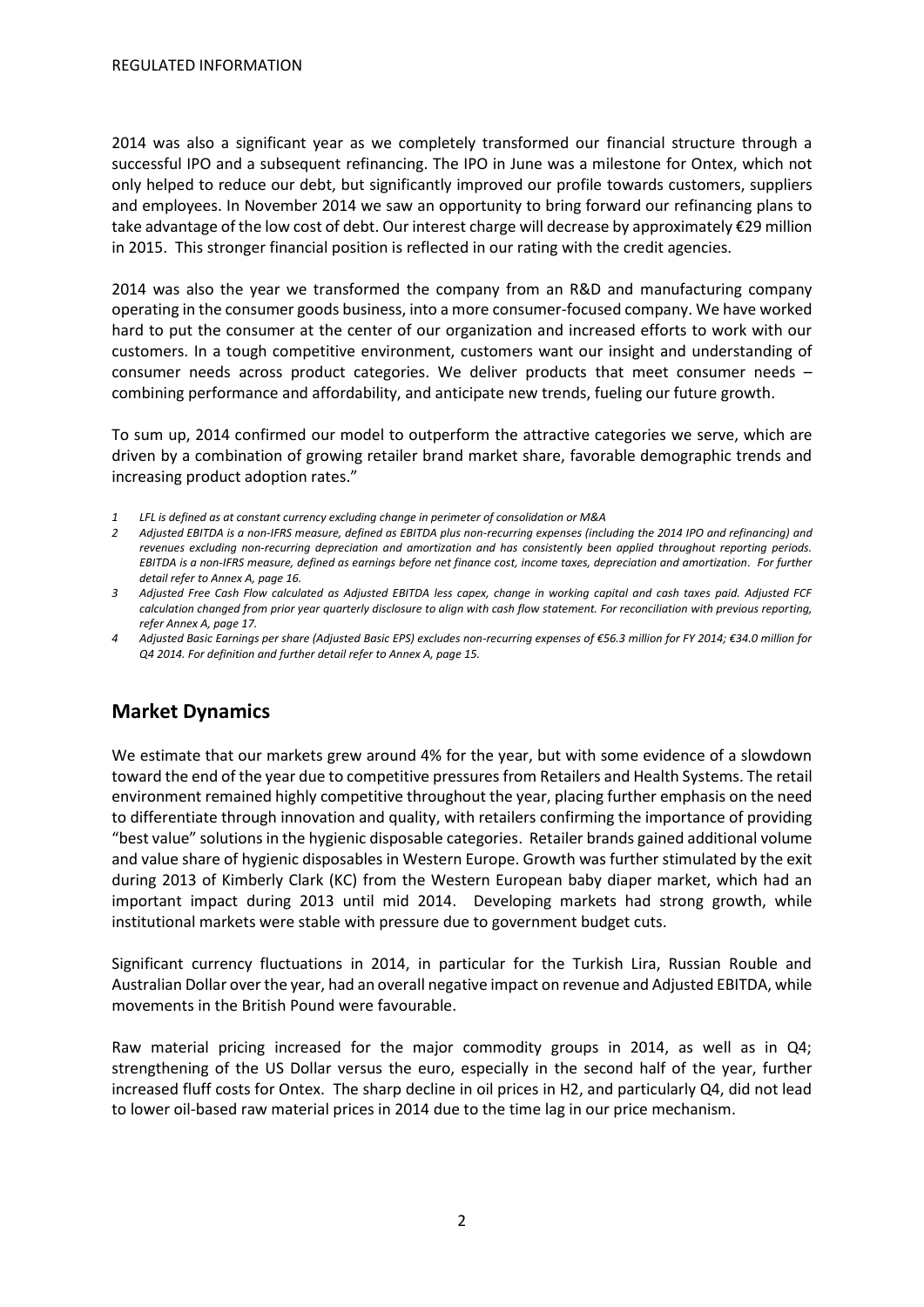2014 was also a significant year as we completely transformed our financial structure through a successful IPO and a subsequent refinancing. The IPO in June was a milestone for Ontex, which not only helped to reduce our debt, but significantly improved our profile towards customers, suppliers and employees. In November 2014 we saw an opportunity to bring forward our refinancing plans to take advantage of the low cost of debt. Our interest charge will decrease by approximately €29 million in 2015. This stronger financial position is reflected in our rating with the credit agencies.

2014 was also the year we transformed the company from an R&D and manufacturing company operating in the consumer goods business, into a more consumer-focused company. We have worked hard to put the consumer at the center of our organization and increased efforts to work with our customers. In a tough competitive environment, customers want our insight and understanding of consumer needs across product categories. We deliver products that meet consumer needs – combining performance and affordability, and anticipate new trends, fueling our future growth.

To sum up, 2014 confirmed our model to outperform the attractive categories we serve, which are driven by a combination of growing retailer brand market share, favorable demographic trends and increasing product adoption rates."

*1 LFL is defined as at constant currency excluding change in perimeter of consolidation or M&A*

*2 Adjusted EBITDA is a non-IFRS measure, defined as EBITDA plus non-recurring expenses (including the 2014 IPO and refinancing) and revenues excluding non-recurring depreciation and amortization and has consistently been applied throughout reporting periods. EBITDA is a non-IFRS measure, defined as earnings before net finance cost, income taxes, depreciation and amortization. For further detail refer to Annex A, page 16.*

*3 Adjusted Free Cash Flow calculated as Adjusted EBITDA less capex, change in working capital and cash taxes paid. Adjusted FCF calculation changed from prior year quarterly disclosure to align with cash flow statement. For reconciliation with previous reporting, refer Annex A, page 17.*

*4 Adjusted Basic Earnings per share (Adjusted Basic EPS) excludes non-recurring expenses of €56.3 million for FY 2014; €34.0 million for Q4 2014. For definition and further detail refer to Annex A, page 15.*

## Market Dynamics

We estimate that our markets grew around 4% for the year, but with some evidence of a slowdown toward the end of the year due to competitive pressures from Retailers and Health Systems. The retail environment remained highly competitive throughout the year, placing further emphasis on the need to differentiate through innovation and quality, with retailers confirming the importance of providing "best value" solutions in the hygienic disposable categories. Retailer brands gained additional volume and value share of hygienic disposables in Western Europe. Growth was further stimulated by the exit during 2013 of Kimberly Clark (KC) from the Western European baby diaper market, which had an important impact during 2013 until mid 2014. Developing markets had strong growth, while institutional markets were stable with pressure due to government budget cuts.

Significant currency fluctuations in 2014, in particular for the Turkish Lira, Russian Rouble and Australian Dollar over the year, had an overall negative impact on revenue and Adjusted EBITDA, while movements in the British Pound were favourable.

Raw material pricing increased for the major commodity groups in 2014, as well as in Q4; strengthening of the US Dollar versus the euro, especially in the second half of the year, further increased fluff costs for Ontex. The sharp decline in oil prices in H2, and particularly Q4, did not lead to lower oil-based raw material prices in 2014 due to the time lag in our price mechanism.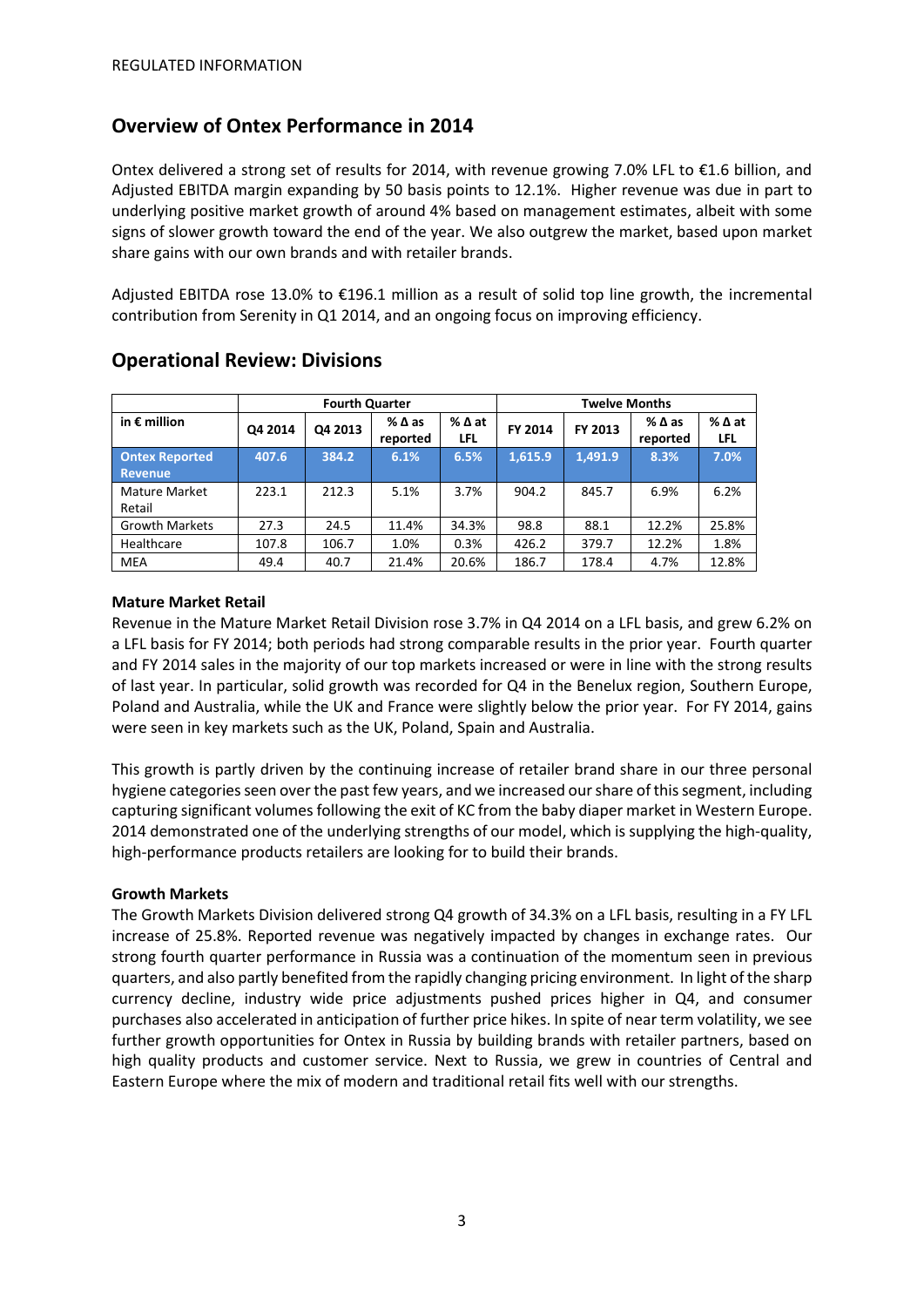REGULATED INFORMATION

## Overview of Ontex Performance in 2014

Ontex delivered a strong set of results for 2014, with revenue growing 7.0% LFL to €1.6 billion, and Adjusted EBITDA margin expanding by 50 basis points to 12.1%. Higher revenue was due in part to underlying positive market growth of around 4% based on management estimates, albeit with some signs of slower growth toward the end of the year. We also outgrew the market, based upon market share gains with our own brands and with retailer brands.

Adjusted EBITDA rose 13.0% to €196.1 million as a result of solid top line growth, the incremental contribution from Serenity in Q1 2014, and an ongoing focus on improving efficiency.

## Operational Review: Divisions

| | Fourth Quarter | | | | Twelve Months | | | |
|---|---|---|---|---|---|---|---|---|
| in € million | Q4 2014 | Q4 2013 | % Δ as reported | % Δ at LFL | FY 2014 | FY 2013 | % Δ as reported | % Δ at LFL |
| **Ontex Reported Revenue** | **407.6** | **384.2** | **6.1%** | **6.5%** | **1,615.9** | **1,491.9** | **8.3%** | **7.0%** |
| Mature Market Retail | 223.1 | 212.3 | 5.1% | 3.7% | 904.2 | 845.7 | 6.9% | 6.2% |
| Growth Markets | 27.3 | 24.5 | 11.4% | 34.3% | 98.8 | 88.1 | 12.2% | 25.8% |
| Healthcare | 107.8 | 106.7 | 1.0% | 0.3% | 426.2 | 379.7 | 12.2% | 1.8% |
| MEA | 49.4 | 40.7 | 21.4% | 20.6% | 186.7 | 178.4 | 4.7% | 12.8% |

**Mature Market Retail**

Revenue in the Mature Market Retail Division rose 3.7% in Q4 2014 on a LFL basis, and grew 6.2% on a LFL basis for FY 2014; both periods had strong comparable results in the prior year. Fourth quarter and FY 2014 sales in the majority of our top markets increased or were in line with the strong results of last year. In particular, solid growth was recorded for Q4 in the Benelux region, Southern Europe, Poland and Australia, while the UK and France were slightly below the prior year. For FY 2014, gains were seen in key markets such as the UK, Poland, Spain and Australia.

This growth is partly driven by the continuing increase of retailer brand share in our three personal hygiene categories seen over the past few years, and we increased our share of this segment, including capturing significant volumes following the exit of KC from the baby diaper market in Western Europe. 2014 demonstrated one of the underlying strengths of our model, which is supplying the high-quality, high-performance products retailers are looking for to build their brands.

**Growth Markets**

The Growth Markets Division delivered strong Q4 growth of 34.3% on a LFL basis, resulting in a FY LFL increase of 25.8%. Reported revenue was negatively impacted by changes in exchange rates. Our strong fourth quarter performance in Russia was a continuation of the momentum seen in previous quarters, and also partly benefited from the rapidly changing pricing environment. In light of the sharp currency decline, industry wide price adjustments pushed prices higher in Q4, and consumer purchases also accelerated in anticipation of further price hikes. In spite of near term volatility, we see further growth opportunities for Ontex in Russia by building brands with retailer partners, based on high quality products and customer service. Next to Russia, we grew in countries of Central and Eastern Europe where the mix of modern and traditional retail fits well with our strengths.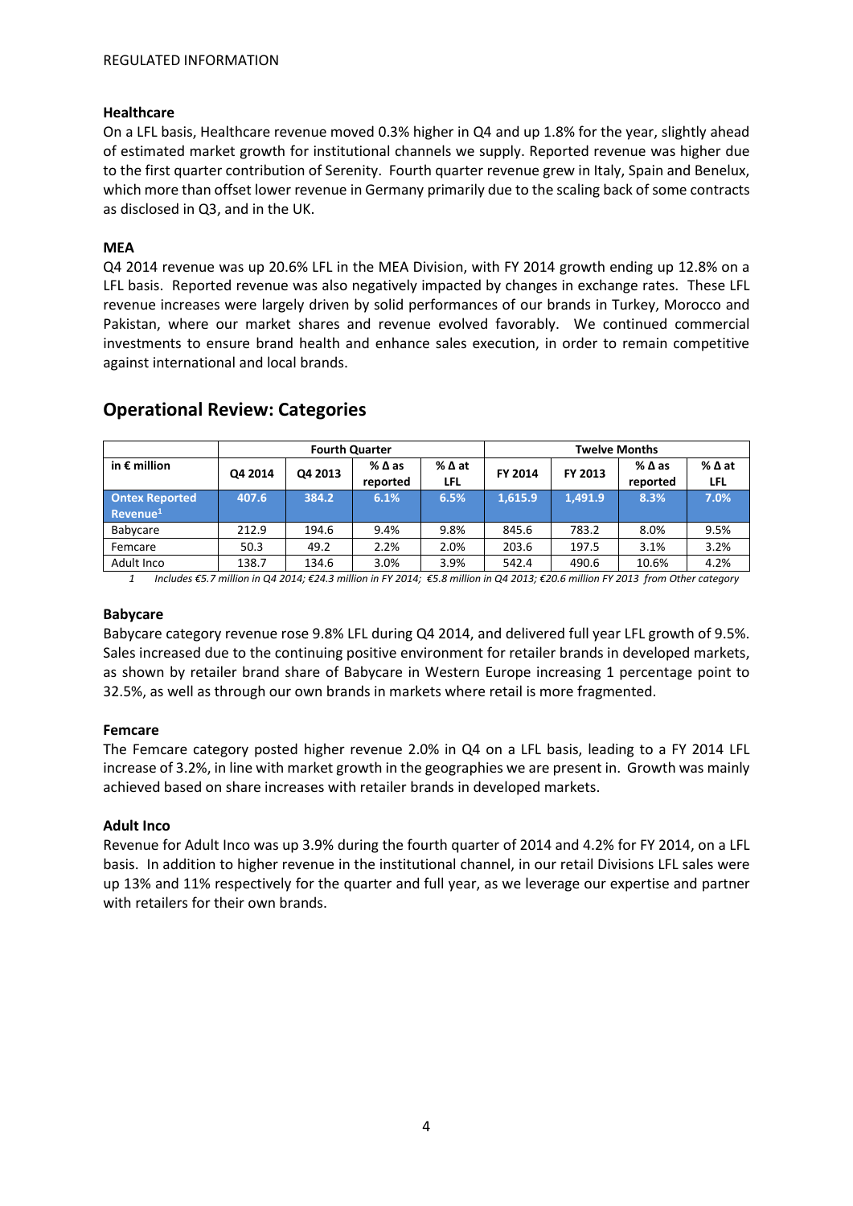REGULATED INFORMATION

### Healthcare

On a LFL basis, Healthcare revenue moved 0.3% higher in Q4 and up 1.8% for the year, slightly ahead of estimated market growth for institutional channels we supply. Reported revenue was higher due to the first quarter contribution of Serenity. Fourth quarter revenue grew in Italy, Spain and Benelux, which more than offset lower revenue in Germany primarily due to the scaling back of some contracts as disclosed in Q3, and in the UK.

### MEA

Q4 2014 revenue was up 20.6% LFL in the MEA Division, with FY 2014 growth ending up 12.8% on a LFL basis. Reported revenue was also negatively impacted by changes in exchange rates. These LFL revenue increases were largely driven by solid performances of our brands in Turkey, Morocco and Pakistan, where our market shares and revenue evolved favorably. We continued commercial investments to ensure brand health and enhance sales execution, in order to remain competitive against international and local brands.

## Operational Review: Categories

| | Fourth Quarter | | | | Twelve Months | | | |
|---|---|---|---|---|---|---|---|---|
| in € million | Q4 2014 | Q4 2013 | % Δ as reported | % Δ at LFL | FY 2014 | FY 2013 | % Δ as reported | % Δ at LFL |
| **Ontex Reported Revenue[1]** | **407.6** | **384.2** | **6.1%** | **6.5%** | **1,615.9** | **1,491.9** | **8.3%** | **7.0%** |
| Babycare | 212.9 | 194.6 | 9.4% | 9.8% | 845.6 | 783.2 | 8.0% | 9.5% |
| Femcare | 50.3 | 49.2 | 2.2% | 2.0% | 203.6 | 197.5 | 3.1% | 3.2% |
| Adult Inco | 138.7 | 134.6 | 3.0% | 3.9% | 542.4 | 490.6 | 10.6% | 4.2% |

*1 Includes €5.7 million in Q4 2014; €24.3 million in FY 2014; €5.8 million in Q4 2013; €20.6 million FY 2013 from Other category*

### Babycare

Babycare category revenue rose 9.8% LFL during Q4 2014, and delivered full year LFL growth of 9.5%. Sales increased due to the continuing positive environment for retailer brands in developed markets, as shown by retailer brand share of Babycare in Western Europe increasing 1 percentage point to 32.5%, as well as through our own brands in markets where retail is more fragmented.

### Femcare

The Femcare category posted higher revenue 2.0% in Q4 on a LFL basis, leading to a FY 2014 LFL increase of 3.2%, in line with market growth in the geographies we are present in. Growth was mainly achieved based on share increases with retailer brands in developed markets.

### Adult Inco

Revenue for Adult Inco was up 3.9% during the fourth quarter of 2014 and 4.2% for FY 2014, on a LFL basis. In addition to higher revenue in the institutional channel, in our retail Divisions LFL sales were up 13% and 11% respectively for the quarter and full year, as we leverage our expertise and partner with retailers for their own brands.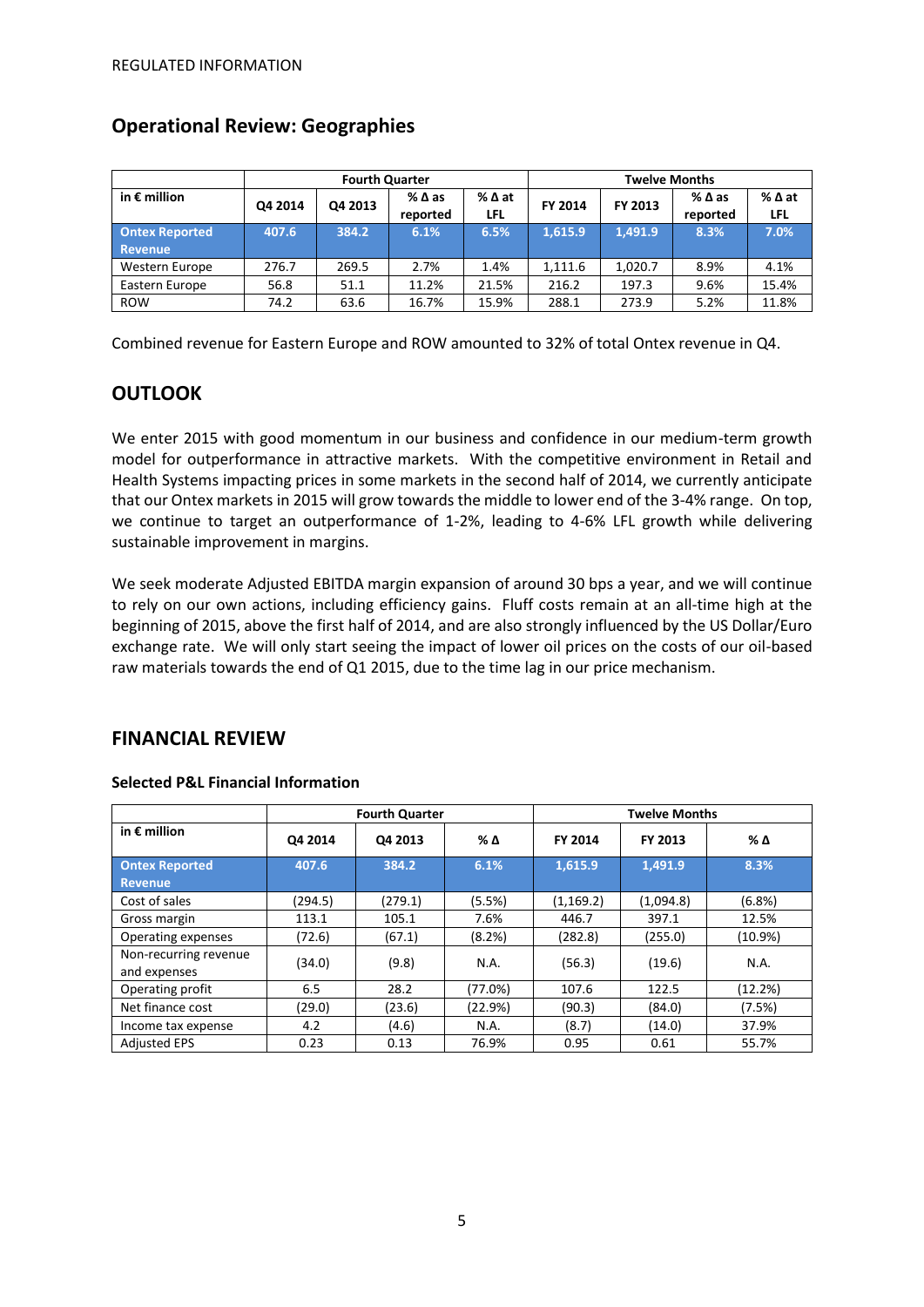REGULATED INFORMATION

## Operational Review: Geographies

| in € million | Fourth Quarter | | | | Twelve Months | | | |
|---|---|---|---|---|---|---|---|---|
| | Q4 2014 | Q4 2013 | % Δ as reported | % Δ at LFL | FY 2014 | FY 2013 | % Δ as reported | % Δ at LFL |
| **Ontex Reported Revenue** | **407.6** | **384.2** | **6.1%** | **6.5%** | **1,615.9** | **1,491.9** | **8.3%** | **7.0%** |
| Western Europe | 276.7 | 269.5 | 2.7% | 1.4% | 1,111.6 | 1,020.7 | 8.9% | 4.1% |
| Eastern Europe | 56.8 | 51.1 | 11.2% | 21.5% | 216.2 | 197.3 | 9.6% | 15.4% |
| ROW | 74.2 | 63.6 | 16.7% | 15.9% | 288.1 | 273.9 | 5.2% | 11.8% |

Combined revenue for Eastern Europe and ROW amounted to 32% of total Ontex revenue in Q4.

## OUTLOOK

We enter 2015 with good momentum in our business and confidence in our medium-term growth model for outperformance in attractive markets. With the competitive environment in Retail and Health Systems impacting prices in some markets in the second half of 2014, we currently anticipate that our Ontex markets in 2015 will grow towards the middle to lower end of the 3-4% range. On top, we continue to target an outperformance of 1-2%, leading to 4-6% LFL growth while delivering sustainable improvement in margins.

We seek moderate Adjusted EBITDA margin expansion of around 30 bps a year, and we will continue to rely on our own actions, including efficiency gains. Fluff costs remain at an all-time high at the beginning of 2015, above the first half of 2014, and are also strongly influenced by the US Dollar/Euro exchange rate. We will only start seeing the impact of lower oil prices on the costs of our oil-based raw materials towards the end of Q1 2015, due to the time lag in our price mechanism.

## FINANCIAL REVIEW

### Selected P&L Financial Information

| in € million | Fourth Quarter | | | Twelve Months | | |
|---|---|---|---|---|---|---|
| | Q4 2014 | Q4 2013 | % Δ | FY 2014 | FY 2013 | % Δ |
| **Ontex Reported Revenue** | **407.6** | **384.2** | **6.1%** | **1,615.9** | **1,491.9** | **8.3%** |
| Cost of sales | (294.5) | (279.1) | (5.5%) | (1,169.2) | (1,094.8) | (6.8%) |
| Gross margin | 113.1 | 105.1 | 7.6% | 446.7 | 397.1 | 12.5% |
| Operating expenses | (72.6) | (67.1) | (8.2%) | (282.8) | (255.0) | (10.9%) |
| Non-recurring revenue and expenses | (34.0) | (9.8) | N.A. | (56.3) | (19.6) | N.A. |
| Operating profit | 6.5 | 28.2 | (77.0%) | 107.6 | 122.5 | (12.2%) |
| Net finance cost | (29.0) | (23.6) | (22.9%) | (90.3) | (84.0) | (7.5%) |
| Income tax expense | 4.2 | (4.6) | N.A. | (8.7) | (14.0) | 37.9% |
| Adjusted EPS | 0.23 | 0.13 | 76.9% | 0.95 | 0.61 | 55.7% |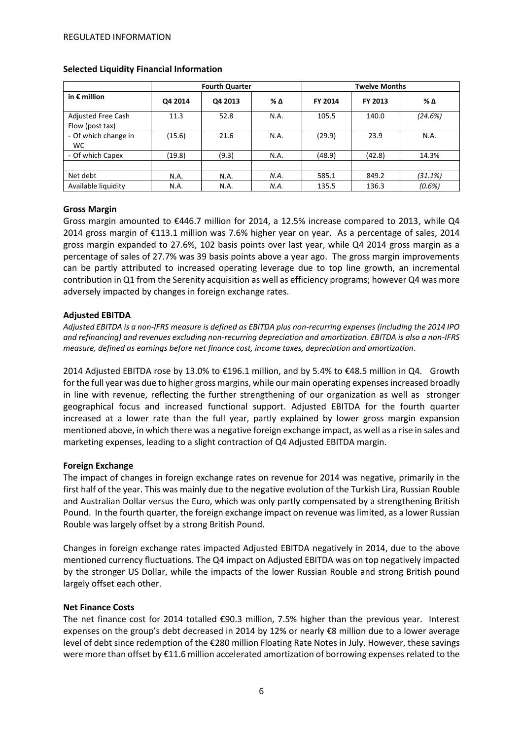REGULATED INFORMATION

**Selected Liquidity Financial Information**

| in € million | Fourth Quarter | | | Twelve Months | | |
|---|---|---|---|---|---|---|
| | Q4 2014 | Q4 2013 | % Δ | FY 2014 | FY 2013 | % Δ |
| Adjusted Free Cash Flow (post tax) | 11.3 | 52.8 | N.A. | 105.5 | 140.0 | *(24.6%)* |
| - Of which change in WC | (15.6) | 21.6 | N.A. | (29.9) | 23.9 | N.A. |
| - Of which Capex | (19.8) | (9.3) | N.A. | (48.9) | (42.8) | 14.3% |
| | | | | | | |
| Net debt | N.A. | N.A. | *N.A.* | 585.1 | 849.2 | *(31.1%)* |
| Available liquidity | N.A. | N.A. | *N.A.* | 135.5 | 136.3 | *(0.6%)* |

**Gross Margin**

Gross margin amounted to €446.7 million for 2014, a 12.5% increase compared to 2013, while Q4 2014 gross margin of €113.1 million was 7.6% higher year on year. As a percentage of sales, 2014 gross margin expanded to 27.6%, 102 basis points over last year, while Q4 2014 gross margin as a percentage of sales of 27.7% was 39 basis points above a year ago. The gross margin improvements can be partly attributed to increased operating leverage due to top line growth, an incremental contribution in Q1 from the Serenity acquisition as well as efficiency programs; however Q4 was more adversely impacted by changes in foreign exchange rates.

**Adjusted EBITDA**

*Adjusted EBITDA is a non-IFRS measure is defined as EBITDA plus non-recurring expenses (including the 2014 IPO and refinancing) and revenues excluding non-recurring depreciation and amortization. EBITDA is also a non-IFRS measure, defined as earnings before net finance cost, income taxes, depreciation and amortization.*

2014 Adjusted EBITDA rose by 13.0% to €196.1 million, and by 5.4% to €48.5 million in Q4. Growth for the full year was due to higher gross margins, while our main operating expenses increased broadly in line with revenue, reflecting the further strengthening of our organization as well as stronger geographical focus and increased functional support. Adjusted EBITDA for the fourth quarter increased at a lower rate than the full year, partly explained by lower gross margin expansion mentioned above, in which there was a negative foreign exchange impact, as well as a rise in sales and marketing expenses, leading to a slight contraction of Q4 Adjusted EBITDA margin.

**Foreign Exchange**

The impact of changes in foreign exchange rates on revenue for 2014 was negative, primarily in the first half of the year. This was mainly due to the negative evolution of the Turkish Lira, Russian Rouble and Australian Dollar versus the Euro, which was only partly compensated by a strengthening British Pound. In the fourth quarter, the foreign exchange impact on revenue was limited, as a lower Russian Rouble was largely offset by a strong British Pound.

Changes in foreign exchange rates impacted Adjusted EBITDA negatively in 2014, due to the above mentioned currency fluctuations. The Q4 impact on Adjusted EBITDA was on top negatively impacted by the stronger US Dollar, while the impacts of the lower Russian Rouble and strong British pound largely offset each other.

**Net Finance Costs**

The net finance cost for 2014 totalled €90.3 million, 7.5% higher than the previous year. Interest expenses on the group's debt decreased in 2014 by 12% or nearly €8 million due to a lower average level of debt since redemption of the €280 million Floating Rate Notes in July. However, these savings were more than offset by €11.6 million accelerated amortization of borrowing expenses related to the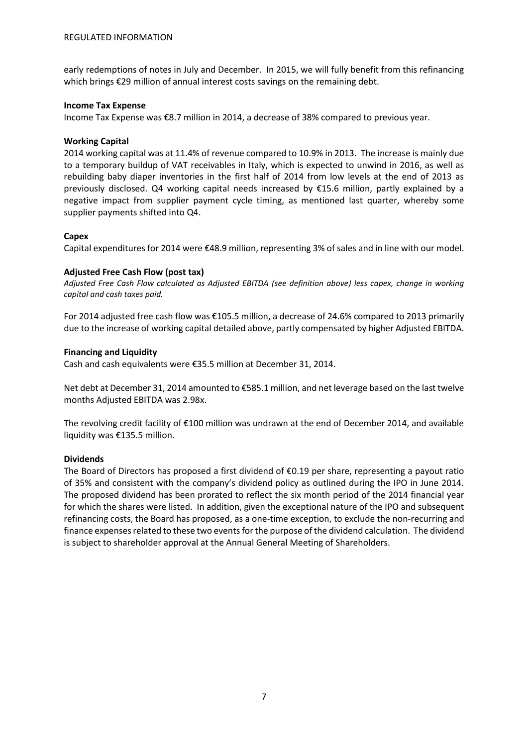early redemptions of notes in July and December. In 2015, we will fully benefit from this refinancing which brings €29 million of annual interest costs savings on the remaining debt.

**Income Tax Expense**

Income Tax Expense was €8.7 million in 2014, a decrease of 38% compared to previous year.

**Working Capital**

2014 working capital was at 11.4% of revenue compared to 10.9% in 2013. The increase is mainly due to a temporary buildup of VAT receivables in Italy, which is expected to unwind in 2016, as well as rebuilding baby diaper inventories in the first half of 2014 from low levels at the end of 2013 as previously disclosed. Q4 working capital needs increased by €15.6 million, partly explained by a negative impact from supplier payment cycle timing, as mentioned last quarter, whereby some supplier payments shifted into Q4.

**Capex**

Capital expenditures for 2014 were €48.9 million, representing 3% of sales and in line with our model.

**Adjusted Free Cash Flow (post tax)**

*Adjusted Free Cash Flow calculated as Adjusted EBITDA (see definition above) less capex, change in working capital and cash taxes paid.*

For 2014 adjusted free cash flow was €105.5 million, a decrease of 24.6% compared to 2013 primarily due to the increase of working capital detailed above, partly compensated by higher Adjusted EBITDA.

**Financing and Liquidity**

Cash and cash equivalents were €35.5 million at December 31, 2014.

Net debt at December 31, 2014 amounted to €585.1 million, and net leverage based on the last twelve months Adjusted EBITDA was 2.98x.

The revolving credit facility of €100 million was undrawn at the end of December 2014, and available liquidity was €135.5 million.

**Dividends**

The Board of Directors has proposed a first dividend of €0.19 per share, representing a payout ratio of 35% and consistent with the company's dividend policy as outlined during the IPO in June 2014. The proposed dividend has been prorated to reflect the six month period of the 2014 financial year for which the shares were listed. In addition, given the exceptional nature of the IPO and subsequent refinancing costs, the Board has proposed, as a one-time exception, to exclude the non-recurring and finance expenses related to these two events for the purpose of the dividend calculation. The dividend is subject to shareholder approval at the Annual General Meeting of Shareholders.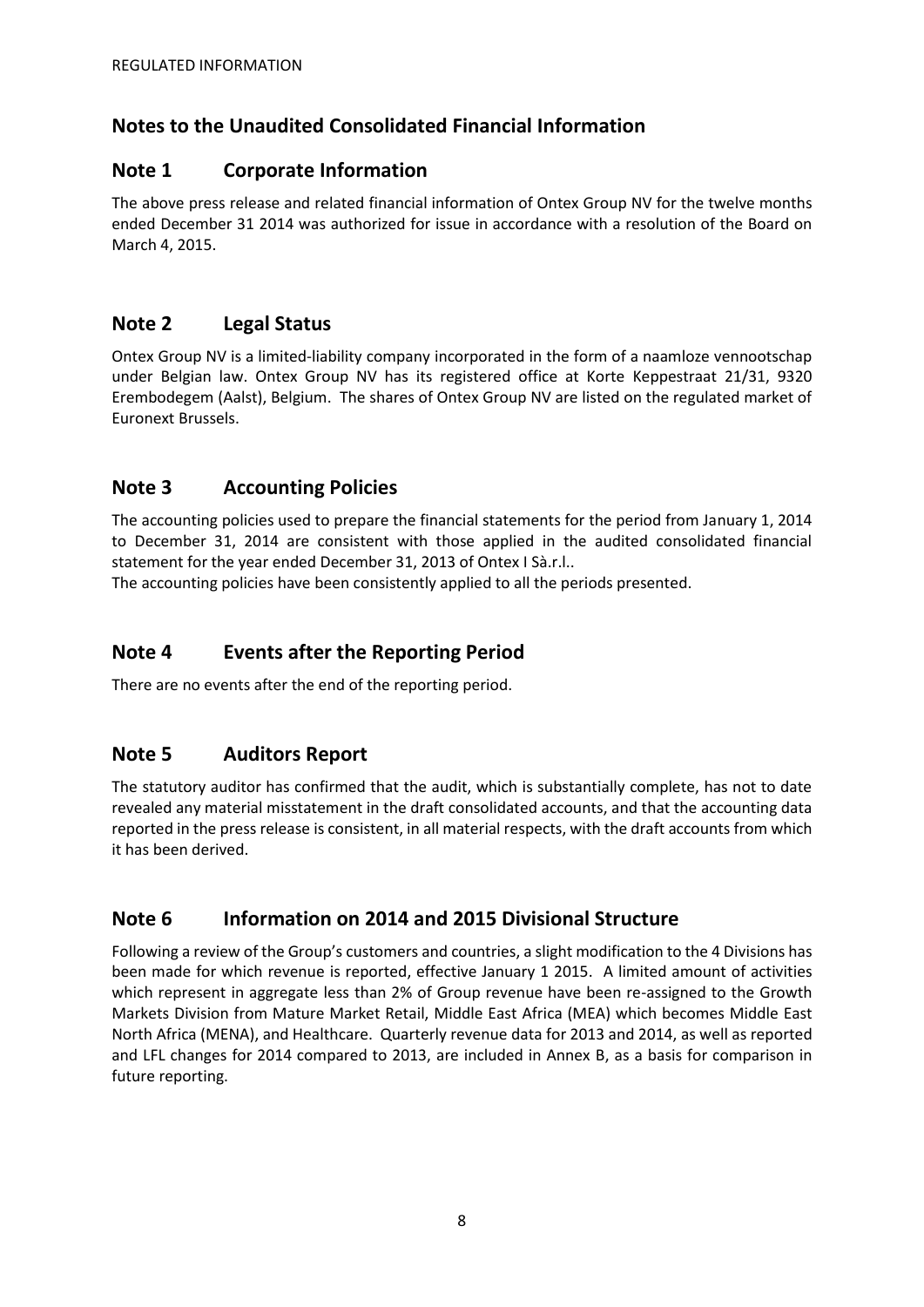REGULATED INFORMATION

# Notes to the Unaudited Consolidated Financial Information

## Note 1 Corporate Information

The above press release and related financial information of Ontex Group NV for the twelve months ended December 31 2014 was authorized for issue in accordance with a resolution of the Board on March 4, 2015.

## Note 2 Legal Status

Ontex Group NV is a limited-liability company incorporated in the form of a naamloze vennootschap under Belgian law. Ontex Group NV has its registered office at Korte Keppestraat 21/31, 9320 Erembodegem (Aalst), Belgium. The shares of Ontex Group NV are listed on the regulated market of Euronext Brussels.

## Note 3 Accounting Policies

The accounting policies used to prepare the financial statements for the period from January 1, 2014 to December 31, 2014 are consistent with those applied in the audited consolidated financial statement for the year ended December 31, 2013 of Ontex I Sà.r.l..

The accounting policies have been consistently applied to all the periods presented.

## Note 4 Events after the Reporting Period

There are no events after the end of the reporting period.

## Note 5 Auditors Report

The statutory auditor has confirmed that the audit, which is substantially complete, has not to date revealed any material misstatement in the draft consolidated accounts, and that the accounting data reported in the press release is consistent, in all material respects, with the draft accounts from which it has been derived.

## Note 6 Information on 2014 and 2015 Divisional Structure

Following a review of the Group's customers and countries, a slight modification to the 4 Divisions has been made for which revenue is reported, effective January 1 2015. A limited amount of activities which represent in aggregate less than 2% of Group revenue have been re-assigned to the Growth Markets Division from Mature Market Retail, Middle East Africa (MEA) which becomes Middle East North Africa (MENA), and Healthcare. Quarterly revenue data for 2013 and 2014, as well as reported and LFL changes for 2014 compared to 2013, are included in Annex B, as a basis for comparison in future reporting.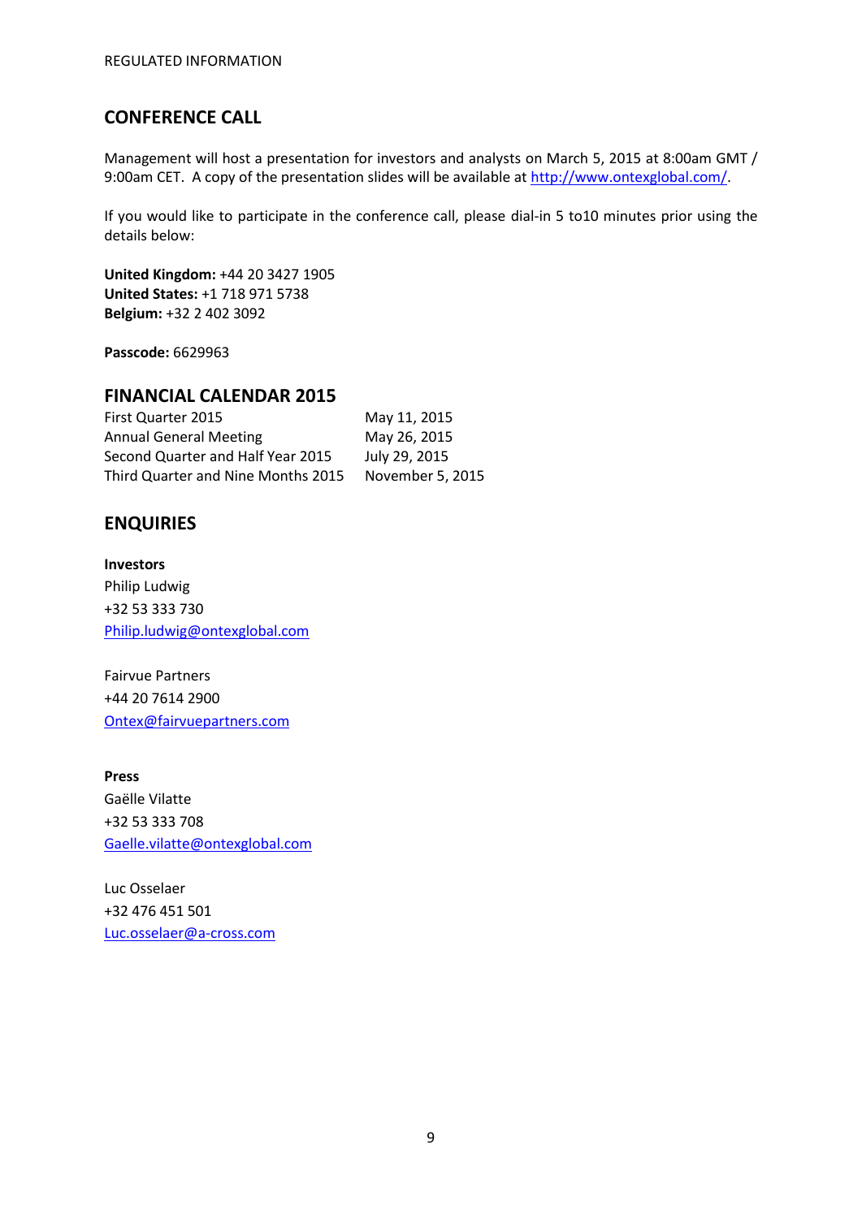## CONFERENCE CALL

Management will host a presentation for investors and analysts on March 5, 2015 at 8:00am GMT / 9:00am CET. A copy of the presentation slides will be available at http://www.ontexglobal.com/.

If you would like to participate in the conference call, please dial-in 5 to10 minutes prior using the details below:

**United Kingdom:** +44 20 3427 1905
**United States:** +1 718 971 5738
**Belgium:** +32 2 402 3092

**Passcode:** 6629963

## FINANCIAL CALENDAR 2015

| | |
|---|---|
| First Quarter 2015 | May 11, 2015 |
| Annual General Meeting | May 26, 2015 |
| Second Quarter and Half Year 2015 | July 29, 2015 |
| Third Quarter and Nine Months 2015 | November 5, 2015 |

## ENQUIRIES

**Investors**
Philip Ludwig
+32 53 333 730
Philip.ludwig@ontexglobal.com

Fairvue Partners
+44 20 7614 2900
Ontex@fairvuepartners.com

**Press**
Gaëlle Vilatte
+32 53 333 708
Gaelle.vilatte@ontexglobal.com

Luc Osselaer
+32 476 451 501
Luc.osselaer@a-cross.com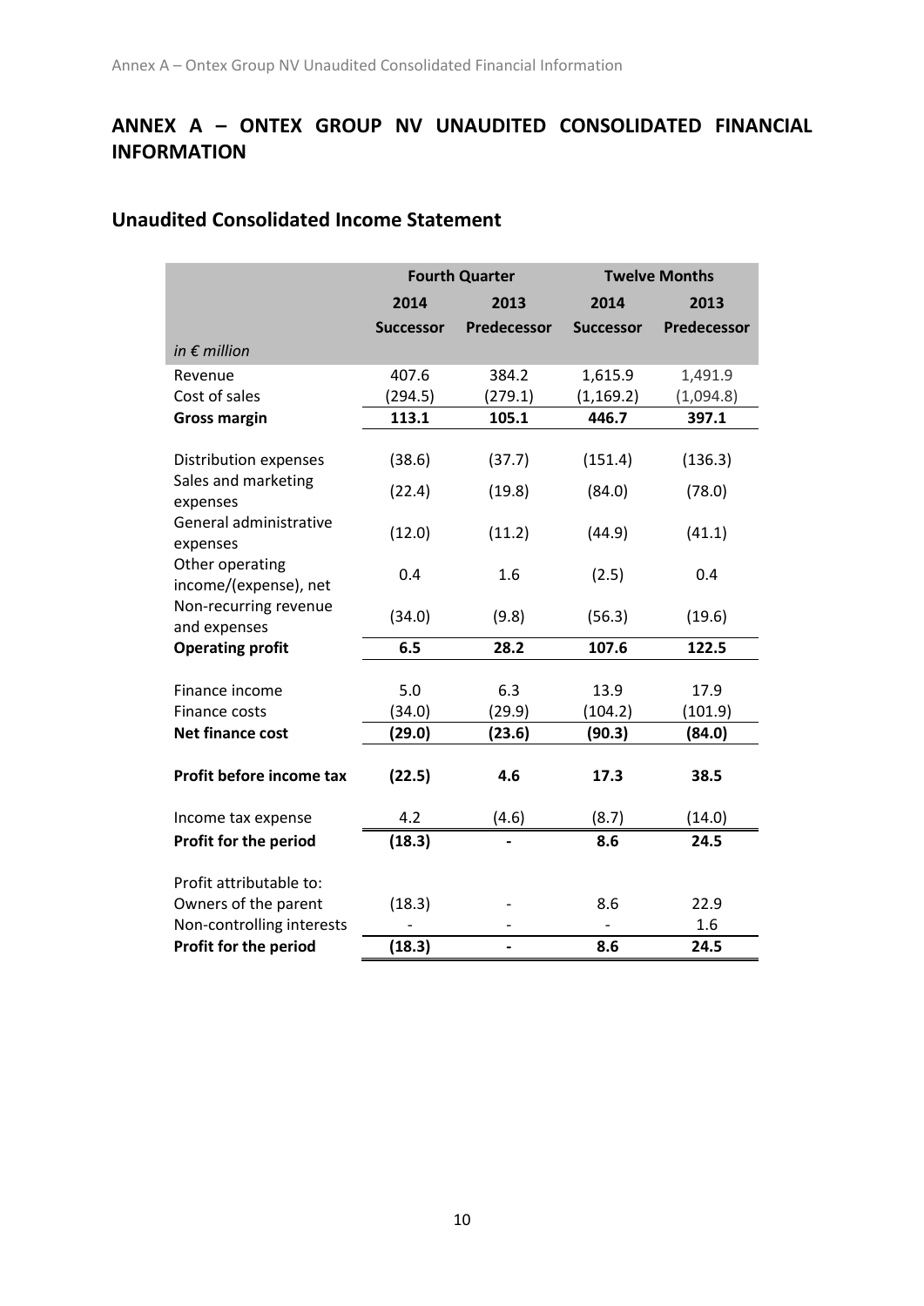# ANNEX A – ONTEX GROUP NV UNAUDITED CONSOLIDATED FINANCIAL INFORMATION

## Unaudited Consolidated Income Statement

| | Fourth Quarter | | Twelve Months | |
|---|---|---|---|---|
| | 2014 | 2013 | 2014 | 2013 |
| | Successor | Predecessor | Successor | Predecessor |
| *in € million* | | | | |
| Revenue | 407.6 | 384.2 | 1,615.9 | 1,491.9 |
| Cost of sales | (294.5) | (279.1) | (1,169.2) | (1,094.8) |
| **Gross margin** | **113.1** | **105.1** | **446.7** | **397.1** |
| Distribution expenses | (38.6) | (37.7) | (151.4) | (136.3) |
| Sales and marketing expenses | (22.4) | (19.8) | (84.0) | (78.0) |
| General administrative expenses | (12.0) | (11.2) | (44.9) | (41.1) |
| Other operating income/(expense), net | 0.4 | 1.6 | (2.5) | 0.4 |
| Non-recurring revenue and expenses | (34.0) | (9.8) | (56.3) | (19.6) |
| **Operating profit** | **6.5** | **28.2** | **107.6** | **122.5** |
| Finance income | 5.0 | 6.3 | 13.9 | 17.9 |
| Finance costs | (34.0) | (29.9) | (104.2) | (101.9) |
| **Net finance cost** | **(29.0)** | **(23.6)** | **(90.3)** | **(84.0)** |
| **Profit before income tax** | **(22.5)** | **4.6** | **17.3** | **38.5** |
| Income tax expense | 4.2 | (4.6) | (8.7) | (14.0) |
| **Profit for the period** | **(18.3)** | **-** | **8.6** | **24.5** |
| Profit attributable to: | | | | |
| Owners of the parent | (18.3) | - | 8.6 | 22.9 |
| Non-controlling interests | - | - | - | 1.6 |
| **Profit for the period** | **(18.3)** | **-** | **8.6** | **24.5** |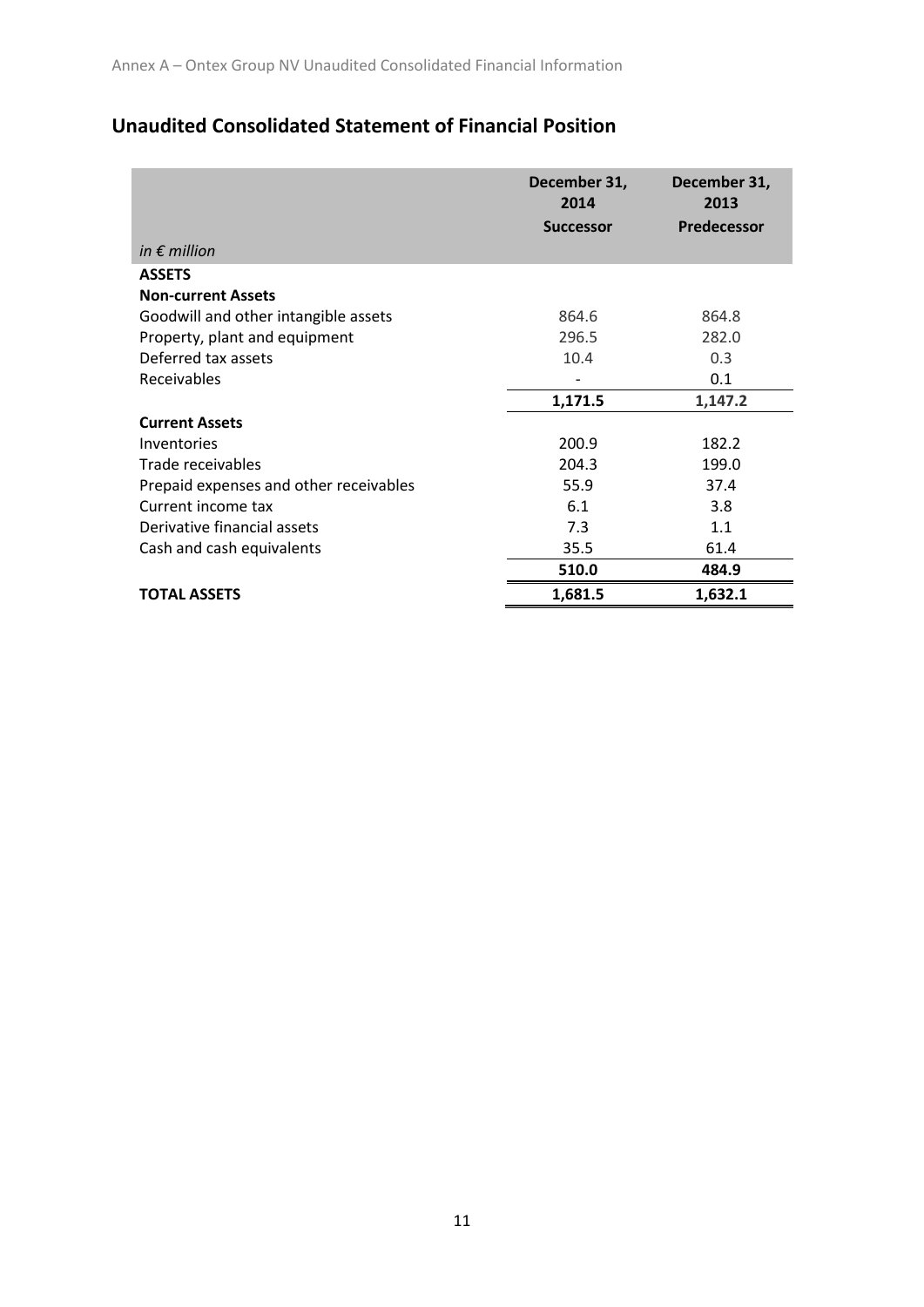## Unaudited Consolidated Statement of Financial Position

| *in € million* | December 31, 2014 Successor | December 31, 2013 Predecessor |
|---|---|---|
| **ASSETS** | | |
| **Non-current Assets** | | |
| Goodwill and other intangible assets | 864.6 | 864.8 |
| Property, plant and equipment | 296.5 | 282.0 |
| Deferred tax assets | 10.4 | 0.3 |
| Receivables | - | 0.1 |
| | **1,171.5** | **1,147.2** |
| **Current Assets** | | |
| Inventories | 200.9 | 182.2 |
| Trade receivables | 204.3 | 199.0 |
| Prepaid expenses and other receivables | 55.9 | 37.4 |
| Current income tax | 6.1 | 3.8 |
| Derivative financial assets | 7.3 | 1.1 |
| Cash and cash equivalents | 35.5 | 61.4 |
| | **510.0** | **484.9** |
| **TOTAL ASSETS** | **1,681.5** | **1,632.1** |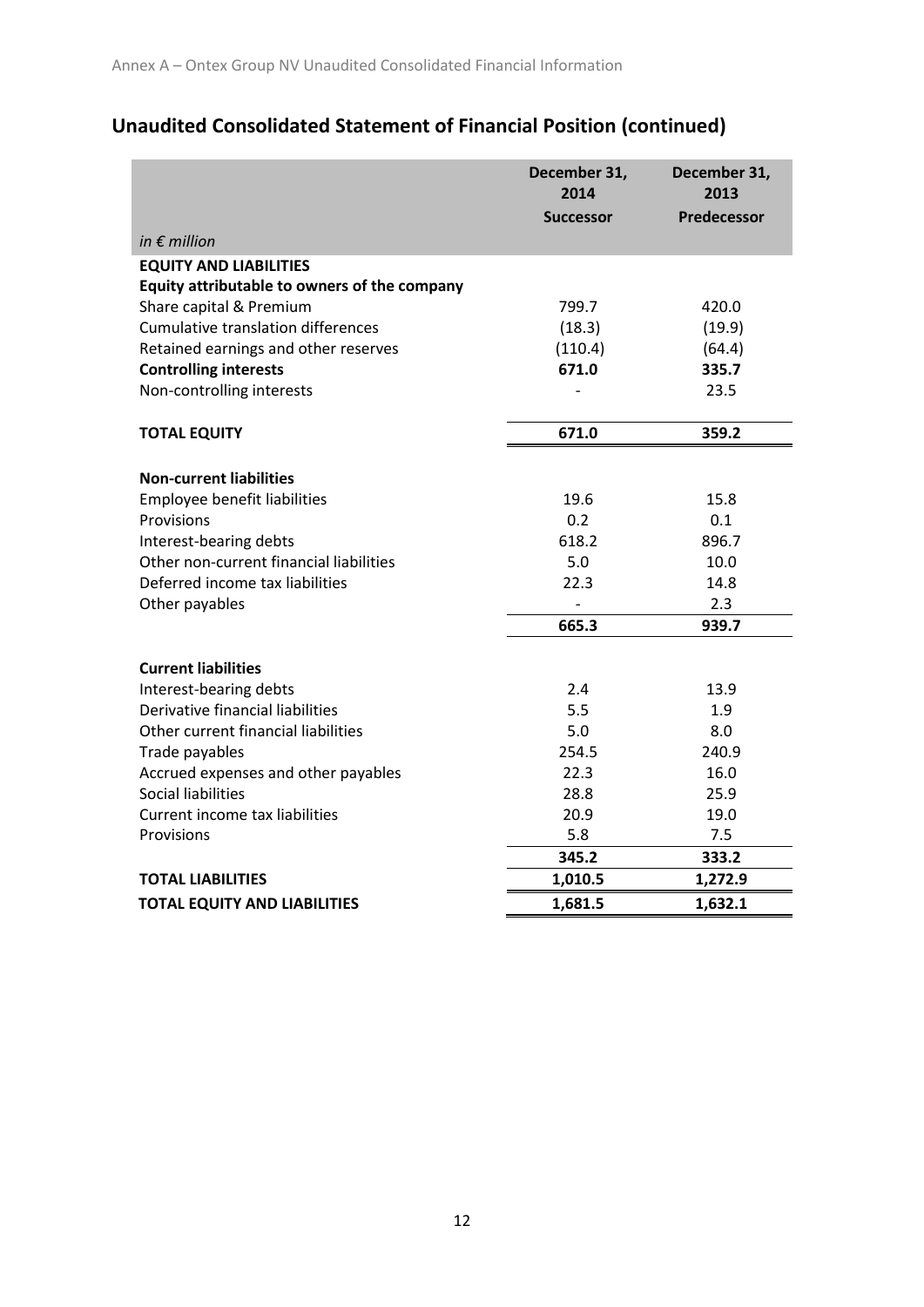## Unaudited Consolidated Statement of Financial Position (continued)

| *in € million* | December 31, 2014 Successor | December 31, 2013 Predecessor |
|---|---|---|
| **EQUITY AND LIABILITIES** | | |
| **Equity attributable to owners of the company** | | |
| Share capital & Premium | 799.7 | 420.0 |
| Cumulative translation differences | (18.3) | (19.9) |
| Retained earnings and other reserves | (110.4) | (64.4) |
| **Controlling interests** | **671.0** | **335.7** |
| Non-controlling interests | - | 23.5 |
| **TOTAL EQUITY** | **671.0** | **359.2** |
| **Non-current liabilities** | | |
| Employee benefit liabilities | 19.6 | 15.8 |
| Provisions | 0.2 | 0.1 |
| Interest-bearing debts | 618.2 | 896.7 |
| Other non-current financial liabilities | 5.0 | 10.0 |
| Deferred income tax liabilities | 22.3 | 14.8 |
| Other payables | - | 2.3 |
| | **665.3** | **939.7** |
| **Current liabilities** | | |
| Interest-bearing debts | 2.4 | 13.9 |
| Derivative financial liabilities | 5.5 | 1.9 |
| Other current financial liabilities | 5.0 | 8.0 |
| Trade payables | 254.5 | 240.9 |
| Accrued expenses and other payables | 22.3 | 16.0 |
| Social liabilities | 28.8 | 25.9 |
| Current income tax liabilities | 20.9 | 19.0 |
| Provisions | 5.8 | 7.5 |
| | **345.2** | **333.2** |
| **TOTAL LIABILITIES** | **1,010.5** | **1,272.9** |
| **TOTAL EQUITY AND LIABILITIES** | **1,681.5** | **1,632.1** |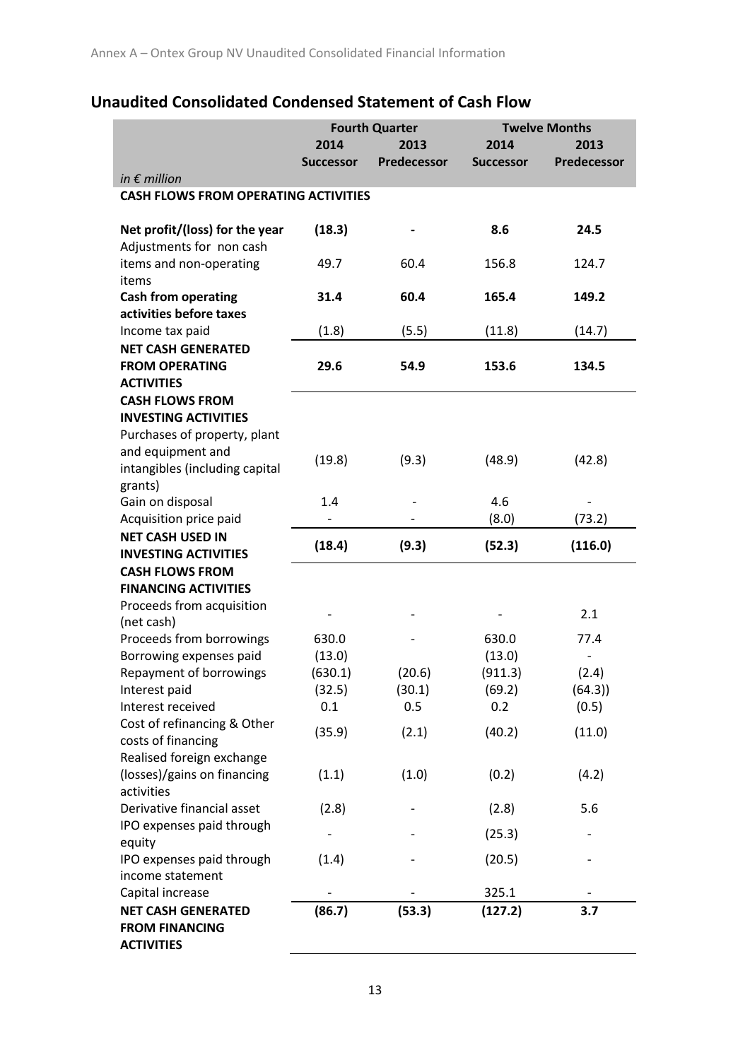## Unaudited Consolidated Condensed Statement of Cash Flow

| | Fourth Quarter | | Twelve Months | |
|---|---|---|---|---|
| | 2014 | 2013 | 2014 | 2013 |
| *in € million* | Successor | Predecessor | Successor | Predecessor |
| **CASH FLOWS FROM OPERATING ACTIVITIES** | | | | |
| **Net profit/(loss) for the year** | **(18.3)** | **-** | **8.6** | **24.5** |
| Adjustments for non cash items and non-operating items | 49.7 | 60.4 | 156.8 | 124.7 |
| **Cash from operating activities before taxes** | **31.4** | **60.4** | **165.4** | **149.2** |
| Income tax paid | (1.8) | (5.5) | (11.8) | (14.7) |
| **NET CASH GENERATED FROM OPERATING ACTIVITIES** | **29.6** | **54.9** | **153.6** | **134.5** |
| **CASH FLOWS FROM INVESTING ACTIVITIES** | | | | |
| Purchases of property, plant and equipment and intangibles (including capital grants) | (19.8) | (9.3) | (48.9) | (42.8) |
| Gain on disposal | 1.4 | - | 4.6 | - |
| Acquisition price paid | - | - | (8.0) | (73.2) |
| **NET CASH USED IN INVESTING ACTIVITIES** | **(18.4)** | **(9.3)** | **(52.3)** | **(116.0)** |
| **CASH FLOWS FROM FINANCING ACTIVITIES** | | | | |
| Proceeds from acquisition (net cash) | - | - | - | 2.1 |
| Proceeds from borrowings | 630.0 | - | 630.0 | 77.4 |
| Borrowing expenses paid | (13.0) | | (13.0) | - |
| Repayment of borrowings | (630.1) | (20.6) | (911.3) | (2.4) |
| Interest paid | (32.5) | (30.1) | (69.2) | (64.3)) |
| Interest received | 0.1 | 0.5 | 0.2 | (0.5) |
| Cost of refinancing & Other costs of financing | (35.9) | (2.1) | (40.2) | (11.0) |
| Realised foreign exchange (losses)/gains on financing activities | (1.1) | (1.0) | (0.2) | (4.2) |
| Derivative financial asset | (2.8) | - | (2.8) | 5.6 |
| IPO expenses paid through equity | - | - | (25.3) | - |
| IPO expenses paid through income statement | (1.4) | - | (20.5) | - |
| Capital increase | - | - | 325.1 | - |
| **NET CASH GENERATED FROM FINANCING ACTIVITIES** | **(86.7)** | **(53.3)** | **(127.2)** | **3.7** |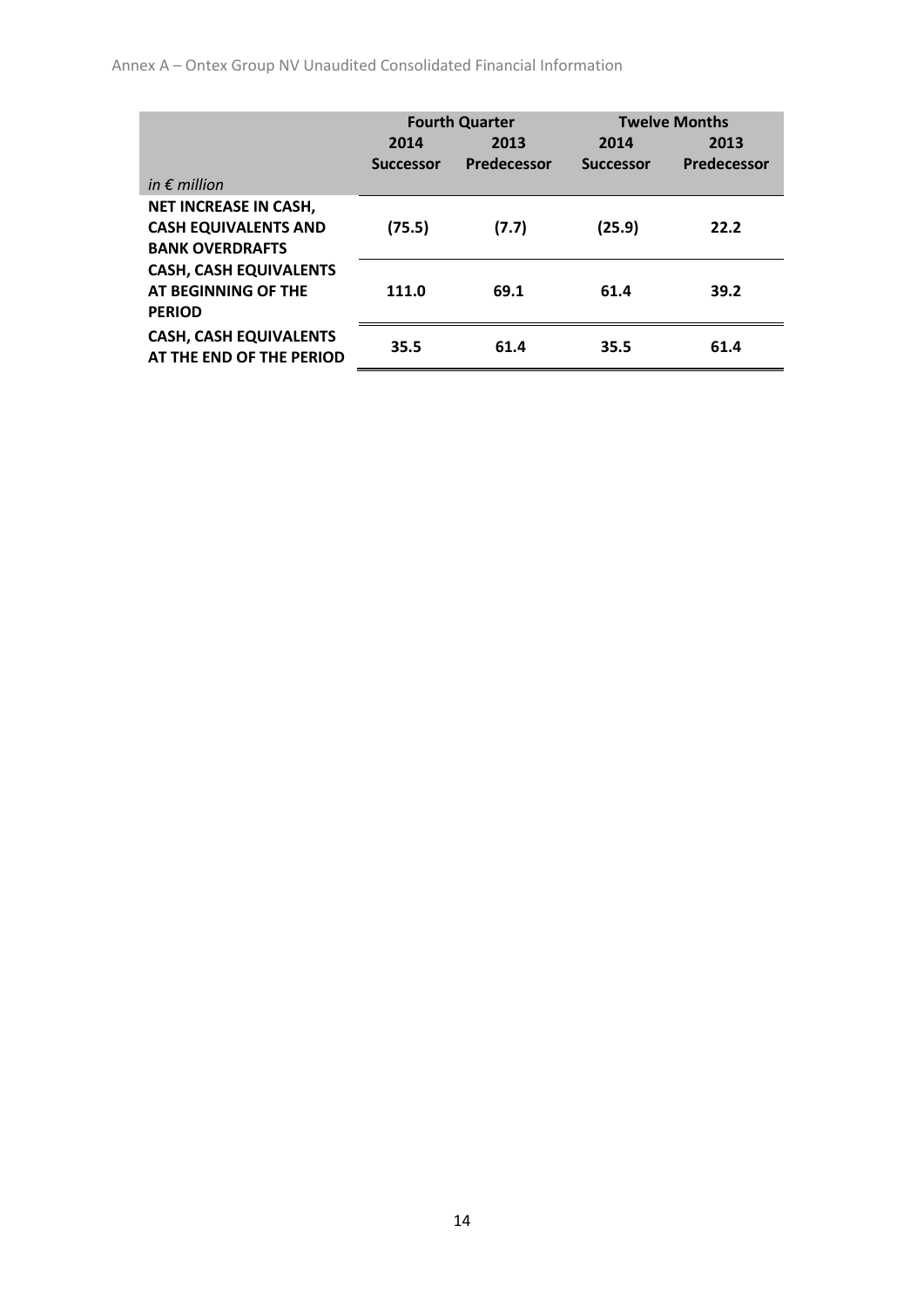| in € million | Fourth Quarter | | Twelve Months | |
|---|---|---|---|---|
| | 2014 Successor | 2013 Predecessor | 2014 Successor | 2013 Predecessor |
| **NET INCREASE IN CASH, CASH EQUIVALENTS AND BANK OVERDRAFTS** | **(75.5)** | **(7.7)** | **(25.9)** | **22.2** |
| **CASH, CASH EQUIVALENTS AT BEGINNING OF THE PERIOD** | **111.0** | **69.1** | **61.4** | **39.2** |
| **CASH, CASH EQUIVALENTS AT THE END OF THE PERIOD** | **35.5** | **61.4** | **35.5** | **61.4** |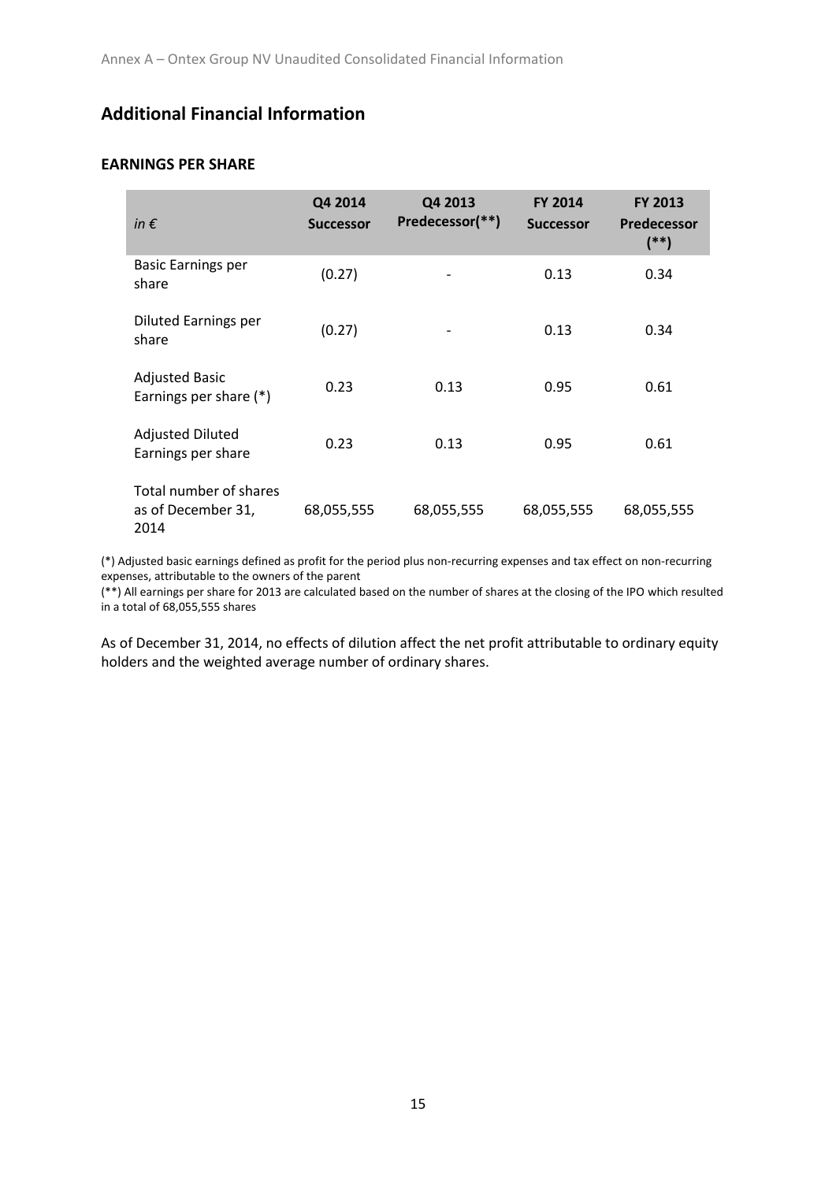## Additional Financial Information

### EARNINGS PER SHARE

| *in €* | Q4 2014 Successor | Q4 2013 Predecessor(**) | FY 2014 Successor | FY 2013 Predecessor (**) |
|---|---|---|---|---|
| Basic Earnings per share | (0.27) | - | 0.13 | 0.34 |
| Diluted Earnings per share | (0.27) | - | 0.13 | 0.34 |
| Adjusted Basic Earnings per share (*) | 0.23 | 0.13 | 0.95 | 0.61 |
| Adjusted Diluted Earnings per share | 0.23 | 0.13 | 0.95 | 0.61 |
| Total number of shares as of December 31, 2014 | 68,055,555 | 68,055,555 | 68,055,555 | 68,055,555 |

(*) Adjusted basic earnings defined as profit for the period plus non-recurring expenses and tax effect on non-recurring expenses, attributable to the owners of the parent

(**) All earnings per share for 2013 are calculated based on the number of shares at the closing of the IPO which resulted in a total of 68,055,555 shares

As of December 31, 2014, no effects of dilution affect the net profit attributable to ordinary equity holders and the weighted average number of ordinary shares.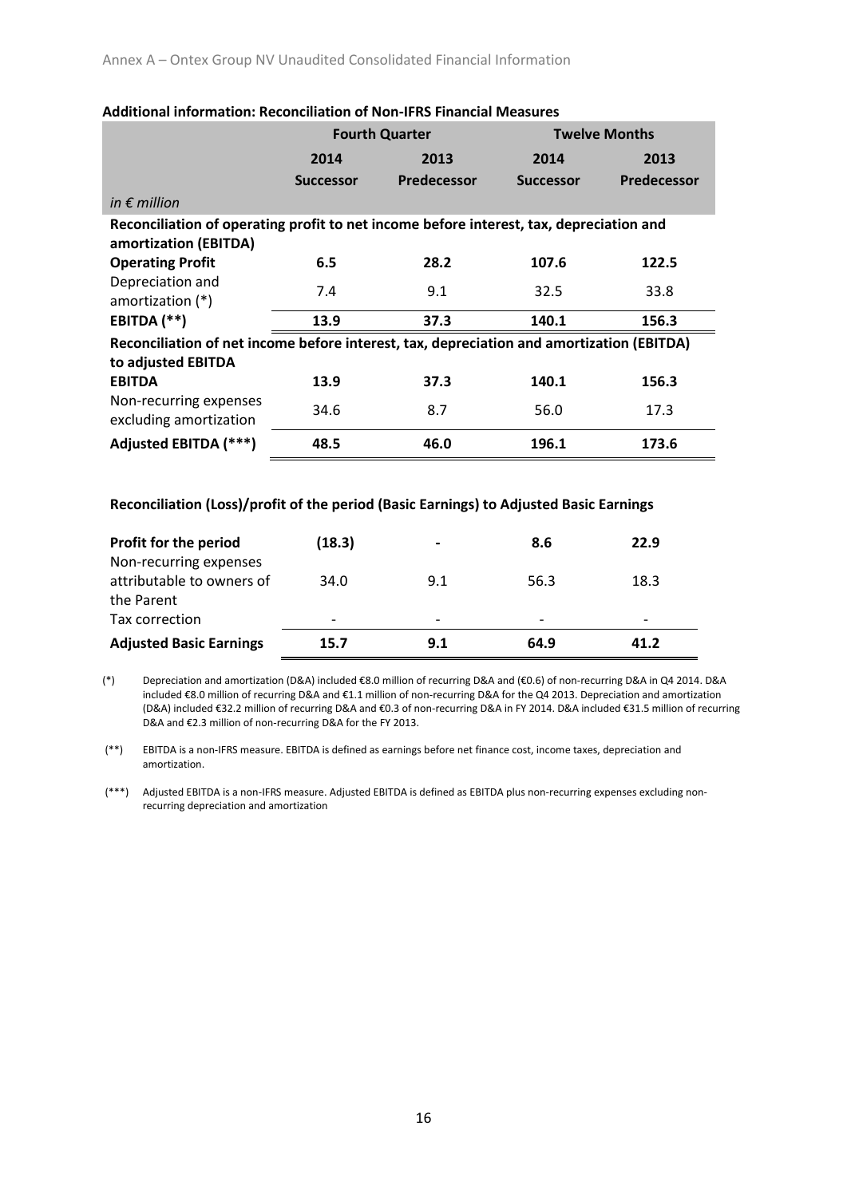Annex A – Ontex Group NV Unaudited Consolidated Financial Information

**Additional information: Reconciliation of Non-IFRS Financial Measures**

| | Fourth Quarter | | Twelve Months | |
|---|---|---|---|---|
| | **2014 Successor** | **2013 Predecessor** | **2014 Successor** | **2013 Predecessor** |
| *in € million* | | | | |
| **Reconciliation of operating profit to net income before interest, tax, depreciation and amortization (EBITDA)** | | | | |
| **Operating Profit** | **6.5** | **28.2** | **107.6** | **122.5** |
| Depreciation and amortization (*) | 7.4 | 9.1 | 32.5 | 33.8 |
| **EBITDA (**)** | **13.9** | **37.3** | **140.1** | **156.3** |
| **Reconciliation of net income before interest, tax, depreciation and amortization (EBITDA) to adjusted EBITDA** | | | | |
| **EBITDA** | **13.9** | **37.3** | **140.1** | **156.3** |
| Non-recurring expenses excluding amortization | 34.6 | 8.7 | 56.0 | 17.3 |
| **Adjusted EBITDA (***)** | **48.5** | **46.0** | **196.1** | **173.6** |

**Reconciliation (Loss)/profit of the period (Basic Earnings) to Adjusted Basic Earnings**

| | 2014 Q4 | 2013 Q4 | 2014 FY | 2013 FY |
|---|---|---|---|---|
| **Profit for the period** | **(18.3)** | **-** | **8.6** | **22.9** |
| Non-recurring expenses attributable to owners of the Parent | 34.0 | 9.1 | 56.3 | 18.3 |
| Tax correction | - | - | - | - |
| **Adjusted Basic Earnings** | **15.7** | **9.1** | **64.9** | **41.2** |

(*) Depreciation and amortization (D&A) included €8.0 million of recurring D&A and (€0.6) of non-recurring D&A in Q4 2014. D&A included €8.0 million of recurring D&A and €1.1 million of non-recurring D&A for the Q4 2013. Depreciation and amortization (D&A) included €32.2 million of recurring D&A and €0.3 of non-recurring D&A in FY 2014. D&A included €31.5 million of recurring D&A and €2.3 million of non-recurring D&A for the FY 2013.

(**) EBITDA is a non-IFRS measure. EBITDA is defined as earnings before net finance cost, income taxes, depreciation and amortization.

(***) Adjusted EBITDA is a non-IFRS measure. Adjusted EBITDA is defined as EBITDA plus non-recurring expenses excluding non-recurring depreciation and amortization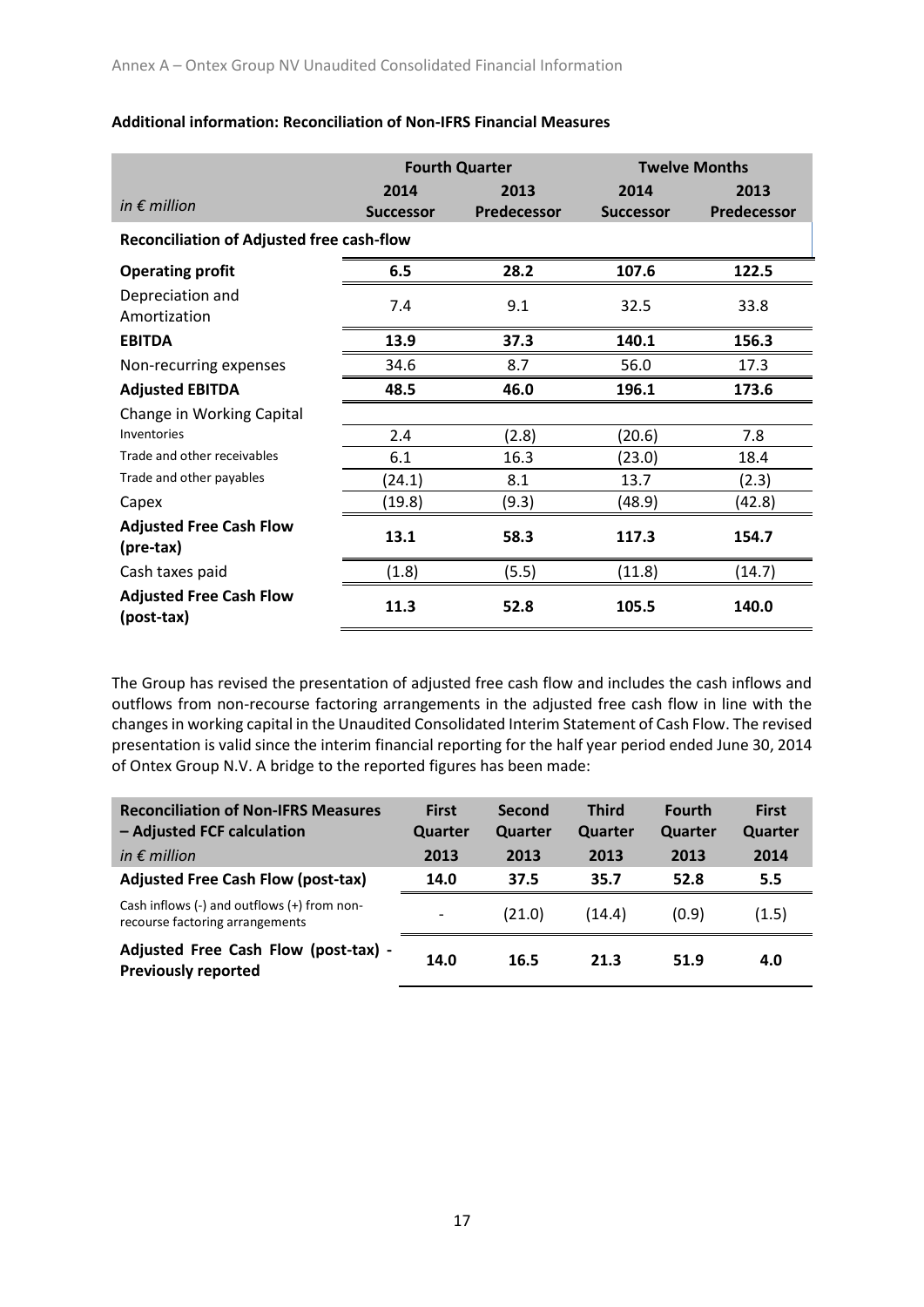**Additional information: Reconciliation of Non-IFRS Financial Measures**

| *in € million* | Fourth Quarter | | Twelve Months | |
|---|---|---|---|---|
| | 2014 Successor | 2013 Predecessor | 2014 Successor | 2013 Predecessor |
| **Reconciliation of Adjusted free cash-flow** | | | | |
| **Operating profit** | **6.5** | **28.2** | **107.6** | **122.5** |
| Depreciation and Amortization | 7.4 | 9.1 | 32.5 | 33.8 |
| **EBITDA** | **13.9** | **37.3** | **140.1** | **156.3** |
| Non-recurring expenses | 34.6 | 8.7 | 56.0 | 17.3 |
| **Adjusted EBITDA** | **48.5** | **46.0** | **196.1** | **173.6** |
| Change in Working Capital | | | | |
| Inventories | 2.4 | (2.8) | (20.6) | 7.8 |
| Trade and other receivables | 6.1 | 16.3 | (23.0) | 18.4 |
| Trade and other payables | (24.1) | 8.1 | 13.7 | (2.3) |
| Capex | (19.8) | (9.3) | (48.9) | (42.8) |
| **Adjusted Free Cash Flow (pre-tax)** | **13.1** | **58.3** | **117.3** | **154.7** |
| Cash taxes paid | (1.8) | (5.5) | (11.8) | (14.7) |
| **Adjusted Free Cash Flow (post-tax)** | **11.3** | **52.8** | **105.5** | **140.0** |

The Group has revised the presentation of adjusted free cash flow and includes the cash inflows and outflows from non-recourse factoring arrangements in the adjusted free cash flow in line with the changes in working capital in the Unaudited Consolidated Interim Statement of Cash Flow. The revised presentation is valid since the interim financial reporting for the half year period ended June 30, 2014 of Ontex Group N.V. A bridge to the reported figures has been made:

| **Reconciliation of Non-IFRS Measures – Adjusted FCF calculation** *in € million* | First Quarter 2013 | Second Quarter 2013 | Third Quarter 2013 | Fourth Quarter 2013 | First Quarter 2014 |
|---|---|---|---|---|---|
| **Adjusted Free Cash Flow (post-tax)** | **14.0** | **37.5** | **35.7** | **52.8** | **5.5** |
| Cash inflows (-) and outflows (+) from non-recourse factoring arrangements | - | (21.0) | (14.4) | (0.9) | (1.5) |
| **Adjusted Free Cash Flow (post-tax) - Previously reported** | **14.0** | **16.5** | **21.3** | **51.9** | **4.0** |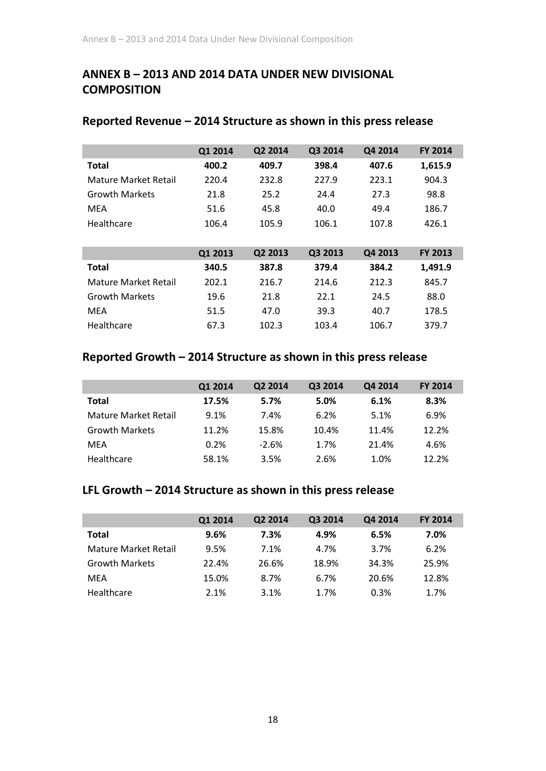# ANNEX B – 2013 AND 2014 DATA UNDER NEW DIVISIONAL COMPOSITION

## Reported Revenue – 2014 Structure as shown in this press release

| | Q1 2014 | Q2 2014 | Q3 2014 | Q4 2014 | FY 2014 |
|---|---|---|---|---|---|
| **Total** | **400.2** | **409.7** | **398.4** | **407.6** | **1,615.9** |
| Mature Market Retail | 220.4 | 232.8 | 227.9 | 223.1 | 904.3 |
| Growth Markets | 21.8 | 25.2 | 24.4 | 27.3 | 98.8 |
| MEA | 51.6 | 45.8 | 40.0 | 49.4 | 186.7 |
| Healthcare | 106.4 | 105.9 | 106.1 | 107.8 | 426.1 |

| | Q1 2013 | Q2 2013 | Q3 2013 | Q4 2013 | FY 2013 |
|---|---|---|---|---|---|
| **Total** | **340.5** | **387.8** | **379.4** | **384.2** | **1,491.9** |
| Mature Market Retail | 202.1 | 216.7 | 214.6 | 212.3 | 845.7 |
| Growth Markets | 19.6 | 21.8 | 22.1 | 24.5 | 88.0 |
| MEA | 51.5 | 47.0 | 39.3 | 40.7 | 178.5 |
| Healthcare | 67.3 | 102.3 | 103.4 | 106.7 | 379.7 |

## Reported Growth – 2014 Structure as shown in this press release

| | Q1 2014 | Q2 2014 | Q3 2014 | Q4 2014 | FY 2014 |
|---|---|---|---|---|---|
| **Total** | **17.5%** | **5.7%** | **5.0%** | **6.1%** | **8.3%** |
| Mature Market Retail | 9.1% | 7.4% | 6.2% | 5.1% | 6.9% |
| Growth Markets | 11.2% | 15.8% | 10.4% | 11.4% | 12.2% |
| MEA | 0.2% | -2.6% | 1.7% | 21.4% | 4.6% |
| Healthcare | 58.1% | 3.5% | 2.6% | 1.0% | 12.2% |

## LFL Growth – 2014 Structure as shown in this press release

| | Q1 2014 | Q2 2014 | Q3 2014 | Q4 2014 | FY 2014 |
|---|---|---|---|---|---|
| **Total** | **9.6%** | **7.3%** | **4.9%** | **6.5%** | **7.0%** |
| Mature Market Retail | 9.5% | 7.1% | 4.7% | 3.7% | 6.2% |
| Growth Markets | 22.4% | 26.6% | 18.9% | 34.3% | 25.9% |
| MEA | 15.0% | 8.7% | 6.7% | 20.6% | 12.8% |
| Healthcare | 2.1% | 3.1% | 1.7% | 0.3% | 1.7% |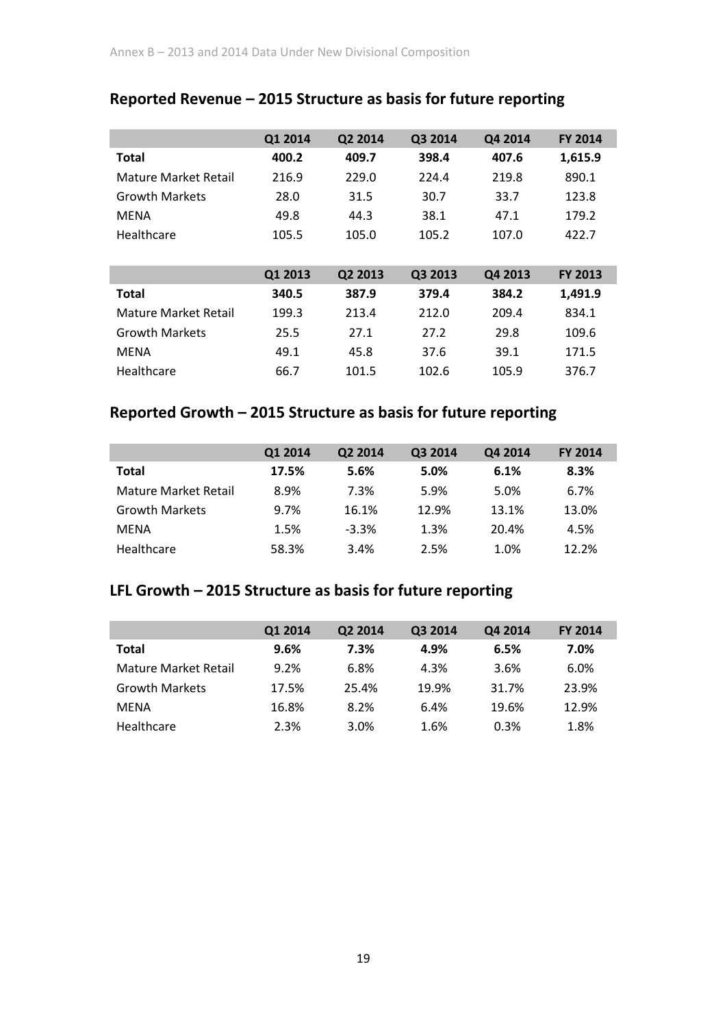Annex B – 2013 and 2014 Data Under New Divisional Composition

## Reported Revenue – 2015 Structure as basis for future reporting

| | Q1 2014 | Q2 2014 | Q3 2014 | Q4 2014 | FY 2014 |
|---|---|---|---|---|---|
| **Total** | **400.2** | **409.7** | **398.4** | **407.6** | **1,615.9** |
| Mature Market Retail | 216.9 | 229.0 | 224.4 | 219.8 | 890.1 |
| Growth Markets | 28.0 | 31.5 | 30.7 | 33.7 | 123.8 |
| MENA | 49.8 | 44.3 | 38.1 | 47.1 | 179.2 |
| Healthcare | 105.5 | 105.0 | 105.2 | 107.0 | 422.7 |

| | Q1 2013 | Q2 2013 | Q3 2013 | Q4 2013 | FY 2013 |
|---|---|---|---|---|---|
| **Total** | **340.5** | **387.9** | **379.4** | **384.2** | **1,491.9** |
| Mature Market Retail | 199.3 | 213.4 | 212.0 | 209.4 | 834.1 |
| Growth Markets | 25.5 | 27.1 | 27.2 | 29.8 | 109.6 |
| MENA | 49.1 | 45.8 | 37.6 | 39.1 | 171.5 |
| Healthcare | 66.7 | 101.5 | 102.6 | 105.9 | 376.7 |

## Reported Growth – 2015 Structure as basis for future reporting

| | Q1 2014 | Q2 2014 | Q3 2014 | Q4 2014 | FY 2014 |
|---|---|---|---|---|---|
| **Total** | **17.5%** | **5.6%** | **5.0%** | **6.1%** | **8.3%** |
| Mature Market Retail | 8.9% | 7.3% | 5.9% | 5.0% | 6.7% |
| Growth Markets | 9.7% | 16.1% | 12.9% | 13.1% | 13.0% |
| MENA | 1.5% | -3.3% | 1.3% | 20.4% | 4.5% |
| Healthcare | 58.3% | 3.4% | 2.5% | 1.0% | 12.2% |

## LFL Growth – 2015 Structure as basis for future reporting

| | Q1 2014 | Q2 2014 | Q3 2014 | Q4 2014 | FY 2014 |
|---|---|---|---|---|---|
| **Total** | **9.6%** | **7.3%** | **4.9%** | **6.5%** | **7.0%** |
| Mature Market Retail | 9.2% | 6.8% | 4.3% | 3.6% | 6.0% |
| Growth Markets | 17.5% | 25.4% | 19.9% | 31.7% | 23.9% |
| MENA | 16.8% | 8.2% | 6.4% | 19.6% | 12.9% |
| Healthcare | 2.3% | 3.0% | 1.6% | 0.3% | 1.8% |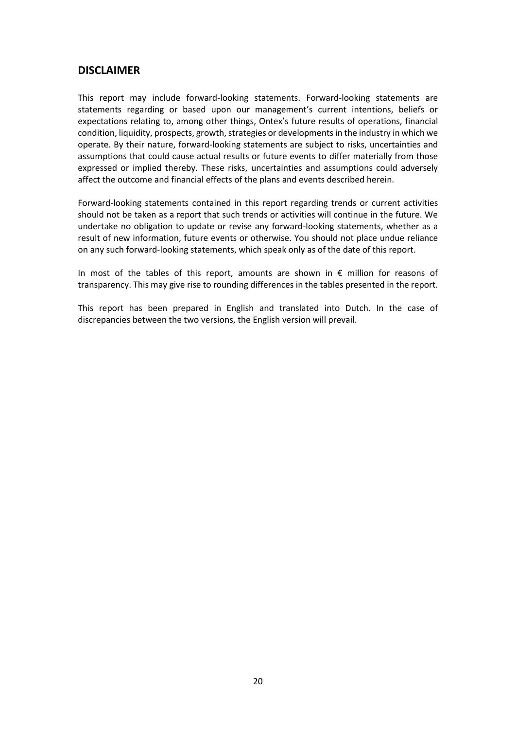## DISCLAIMER

This report may include forward-looking statements. Forward-looking statements are statements regarding or based upon our management's current intentions, beliefs or expectations relating to, among other things, Ontex's future results of operations, financial condition, liquidity, prospects, growth, strategies or developments in the industry in which we operate. By their nature, forward-looking statements are subject to risks, uncertainties and assumptions that could cause actual results or future events to differ materially from those expressed or implied thereby. These risks, uncertainties and assumptions could adversely affect the outcome and financial effects of the plans and events described herein.

Forward-looking statements contained in this report regarding trends or current activities should not be taken as a report that such trends or activities will continue in the future. We undertake no obligation to update or revise any forward-looking statements, whether as a result of new information, future events or otherwise. You should not place undue reliance on any such forward-looking statements, which speak only as of the date of this report.

In most of the tables of this report, amounts are shown in € million for reasons of transparency. This may give rise to rounding differences in the tables presented in the report.

This report has been prepared in English and translated into Dutch. In the case of discrepancies between the two versions, the English version will prevail.